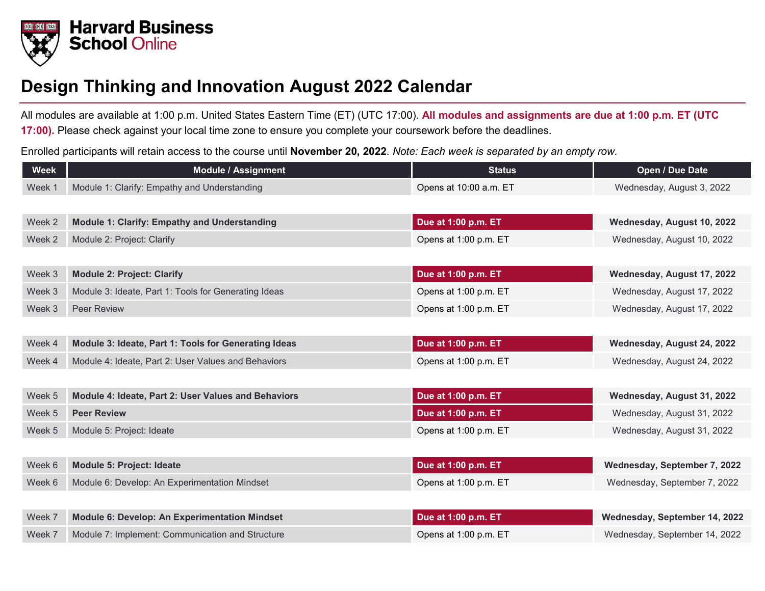Harvard Business School Online

# Design Thinking and Innovation August 2022 Calendar

All modules are available at 1:00 p.m. United States Eastern Time (ET) (UTC 17:00). **All modules and assignments are due at 1:00 p.m. ET (UTC 17:00).** Please check against your local time zone to ensure you complete your coursework before the deadlines.

Enrolled participants will retain access to the course until **November 20, 2022**. *Note: Each week is separated by an empty row.*

| Week | Module / Assignment | Status | Open / Due Date |
|---|---|---|---|
| Week 1 | Module 1: Clarify: Empathy and Understanding | Opens at 10:00 a.m. ET | Wednesday, August 3, 2022 |
| | | | |
| Week 2 | **Module 1: Clarify: Empathy and Understanding** | **Due at 1:00 p.m. ET** | **Wednesday, August 10, 2022** |
| Week 2 | Module 2: Project: Clarify | Opens at 1:00 p.m. ET | Wednesday, August 10, 2022 |
| | | | |
| Week 3 | **Module 2: Project: Clarify** | **Due at 1:00 p.m. ET** | **Wednesday, August 17, 2022** |
| Week 3 | Module 3: Ideate, Part 1: Tools for Generating Ideas | Opens at 1:00 p.m. ET | Wednesday, August 17, 2022 |
| Week 3 | Peer Review | Opens at 1:00 p.m. ET | Wednesday, August 17, 2022 |
| | | | |
| Week 4 | **Module 3: Ideate, Part 1: Tools for Generating Ideas** | **Due at 1:00 p.m. ET** | **Wednesday, August 24, 2022** |
| Week 4 | Module 4: Ideate, Part 2: User Values and Behaviors | Opens at 1:00 p.m. ET | Wednesday, August 24, 2022 |
| | | | |
| Week 5 | **Module 4: Ideate, Part 2: User Values and Behaviors** | **Due at 1:00 p.m. ET** | **Wednesday, August 31, 2022** |
| Week 5 | **Peer Review** | **Due at 1:00 p.m. ET** | Wednesday, August 31, 2022 |
| Week 5 | Module 5: Project: Ideate | Opens at 1:00 p.m. ET | Wednesday, August 31, 2022 |
| | | | |
| Week 6 | **Module 5: Project: Ideate** | **Due at 1:00 p.m. ET** | **Wednesday, September 7, 2022** |
| Week 6 | Module 6: Develop: An Experimentation Mindset | Opens at 1:00 p.m. ET | Wednesday, September 7, 2022 |
| | | | |
| Week 7 | **Module 6: Develop: An Experimentation Mindset** | **Due at 1:00 p.m. ET** | **Wednesday, September 14, 2022** |
| Week 7 | Module 7: Implement: Communication and Structure | Opens at 1:00 p.m. ET | Wednesday, September 14, 2022 |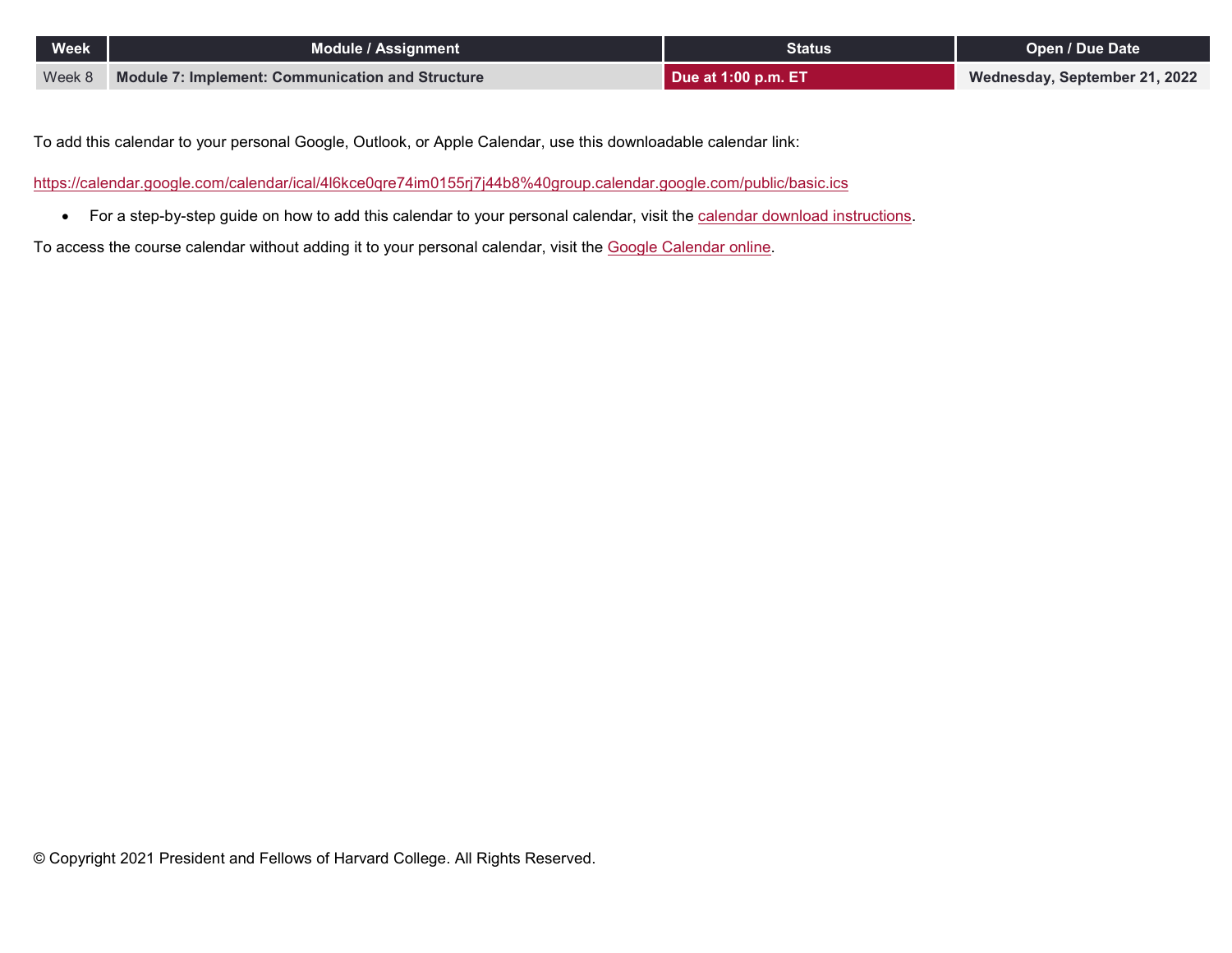| Week | Module / Assignment | Status | Open / Due Date |
| --- | --- | --- | --- |
| Week 8 | **Module 7: Implement: Communication and Structure** | **Due at 1:00 p.m. ET** | **Wednesday, September 21, 2022** |

To add this calendar to your personal Google, Outlook, or Apple Calendar, use this downloadable calendar link:

https://calendar.google.com/calendar/ical/4l6kce0qre74im0155rj7j44b8%40group.calendar.google.com/public/basic.ics

- For a step-by-step guide on how to add this calendar to your personal calendar, visit the calendar download instructions.

To access the course calendar without adding it to your personal calendar, visit the Google Calendar online.

© Copyright 2021 President and Fellows of Harvard College. All Rights Reserved.